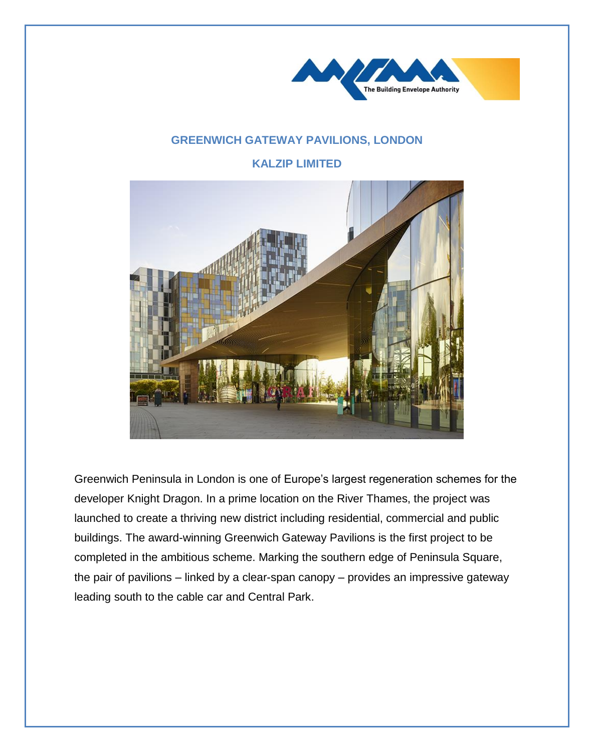# GREENWICH GATEWAY PAVILIONS, LONDON

## KALZIP LIMITED

Greenwich Peninsula in London is one of Europe's largest regeneration schemes for the developer Knight Dragon. In a prime location on the River Thames, the project was launched to create a thriving new district including residential, commercial and public buildings. The award-winning Greenwich Gateway Pavilions is the first project to be completed in the ambitious scheme. Marking the southern edge of Peninsula Square, the pair of pavilions – linked by a clear-span canopy – provides an impressive gateway leading south to the cable car and Central Park.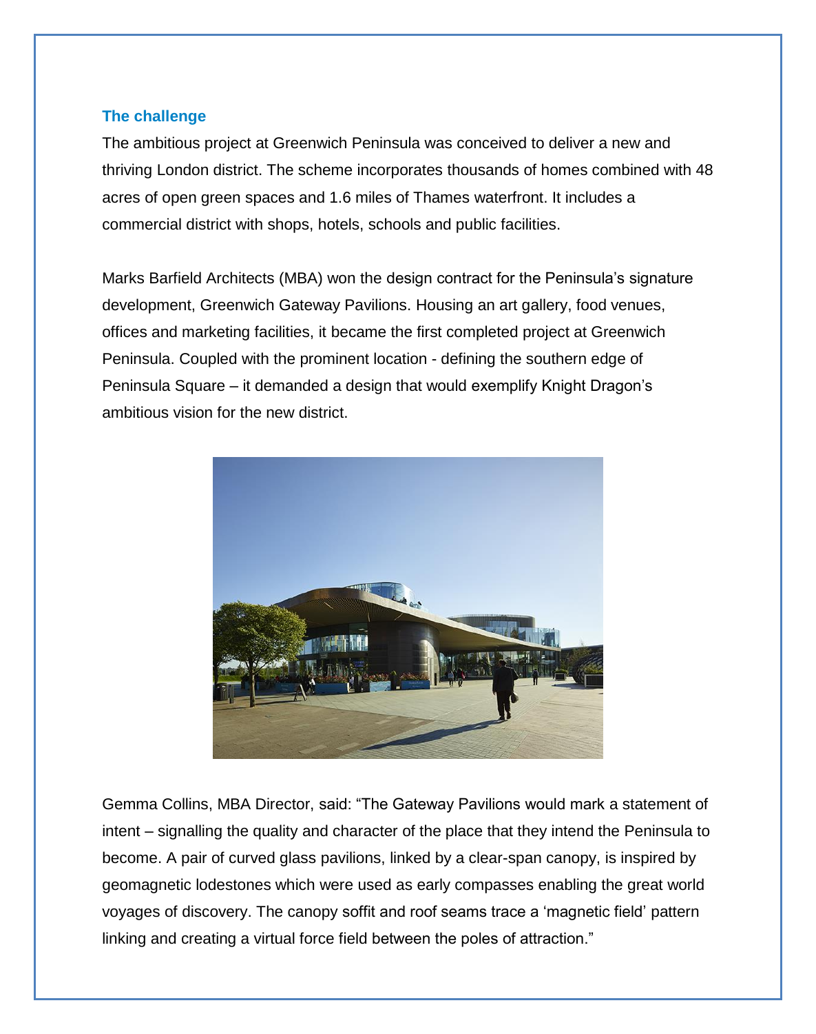## The challenge

The ambitious project at Greenwich Peninsula was conceived to deliver a new and thriving London district. The scheme incorporates thousands of homes combined with 48 acres of open green spaces and 1.6 miles of Thames waterfront. It includes a commercial district with shops, hotels, schools and public facilities.

Marks Barfield Architects (MBA) won the design contract for the Peninsula's signature development, Greenwich Gateway Pavilions. Housing an art gallery, food venues, offices and marketing facilities, it became the first completed project at Greenwich Peninsula. Coupled with the prominent location - defining the southern edge of Peninsula Square – it demanded a design that would exemplify Knight Dragon's ambitious vision for the new district.

Gemma Collins, MBA Director, said: "The Gateway Pavilions would mark a statement of intent – signalling the quality and character of the place that they intend the Peninsula to become. A pair of curved glass pavilions, linked by a clear-span canopy, is inspired by geomagnetic lodestones which were used as early compasses enabling the great world voyages of discovery. The canopy soffit and roof seams trace a 'magnetic field' pattern linking and creating a virtual force field between the poles of attraction."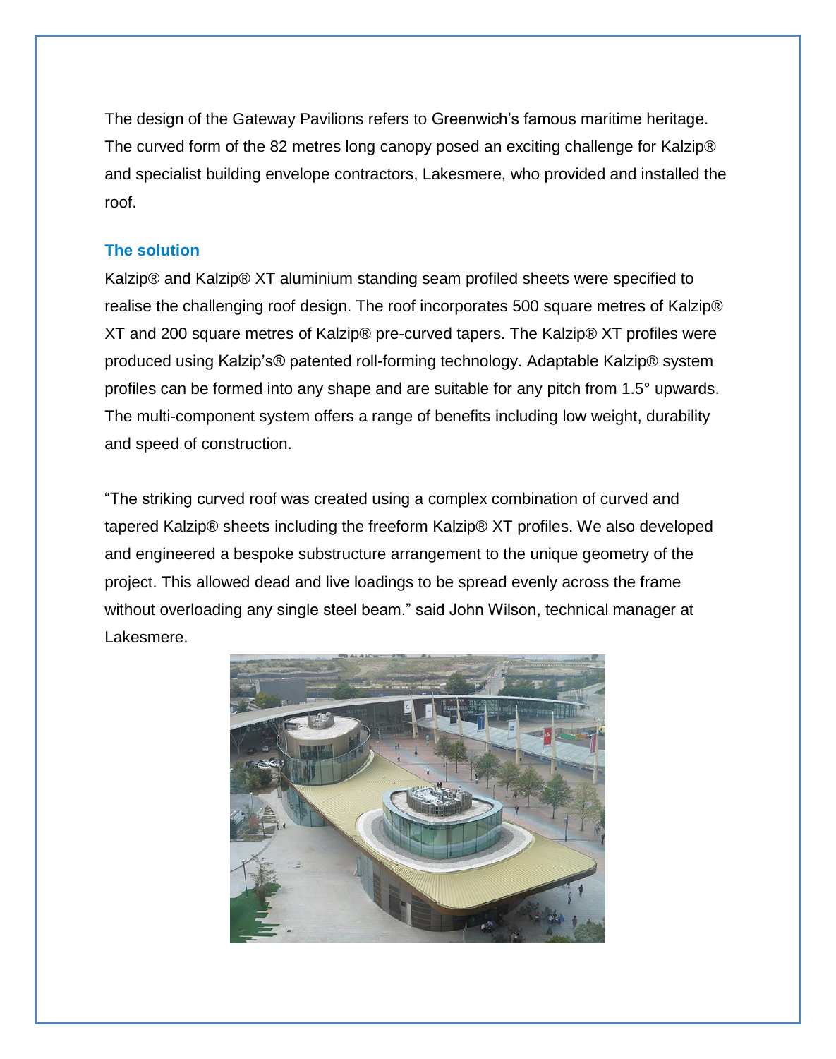The design of the Gateway Pavilions refers to Greenwich's famous maritime heritage. The curved form of the 82 metres long canopy posed an exciting challenge for Kalzip® and specialist building envelope contractors, Lakesmere, who provided and installed the roof.

### The solution

Kalzip® and Kalzip® XT aluminium standing seam profiled sheets were specified to realise the challenging roof design. The roof incorporates 500 square metres of Kalzip® XT and 200 square metres of Kalzip® pre-curved tapers. The Kalzip® XT profiles were produced using Kalzip's® patented roll-forming technology. Adaptable Kalzip® system profiles can be formed into any shape and are suitable for any pitch from 1.5° upwards. The multi-component system offers a range of benefits including low weight, durability and speed of construction.

"The striking curved roof was created using a complex combination of curved and tapered Kalzip® sheets including the freeform Kalzip® XT profiles. We also developed and engineered a bespoke substructure arrangement to the unique geometry of the project. This allowed dead and live loadings to be spread evenly across the frame without overloading any single steel beam." said John Wilson, technical manager at Lakesmere.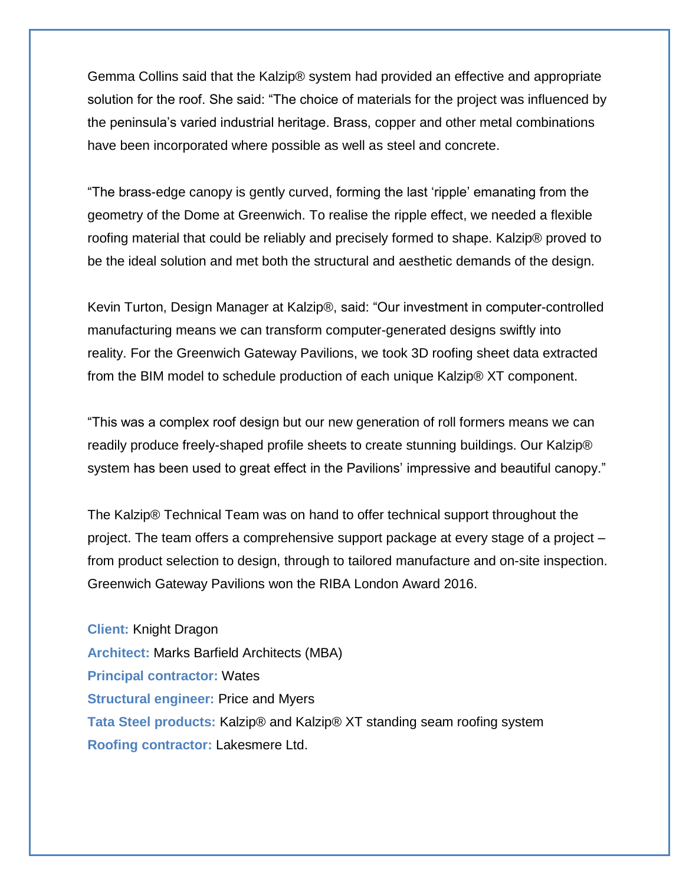Gemma Collins said that the Kalzip® system had provided an effective and appropriate solution for the roof. She said: "The choice of materials for the project was influenced by the peninsula's varied industrial heritage. Brass, copper and other metal combinations have been incorporated where possible as well as steel and concrete.

"The brass-edge canopy is gently curved, forming the last 'ripple' emanating from the geometry of the Dome at Greenwich. To realise the ripple effect, we needed a flexible roofing material that could be reliably and precisely formed to shape. Kalzip® proved to be the ideal solution and met both the structural and aesthetic demands of the design.

Kevin Turton, Design Manager at Kalzip®, said: "Our investment in computer-controlled manufacturing means we can transform computer-generated designs swiftly into reality. For the Greenwich Gateway Pavilions, we took 3D roofing sheet data extracted from the BIM model to schedule production of each unique Kalzip® XT component.

"This was a complex roof design but our new generation of roll formers means we can readily produce freely-shaped profile sheets to create stunning buildings. Our Kalzip® system has been used to great effect in the Pavilions' impressive and beautiful canopy."

The Kalzip® Technical Team was on hand to offer technical support throughout the project. The team offers a comprehensive support package at every stage of a project – from product selection to design, through to tailored manufacture and on-site inspection. Greenwich Gateway Pavilions won the RIBA London Award 2016.

**Client:** Knight Dragon
**Architect:** Marks Barfield Architects (MBA)
**Principal contractor:** Wates
**Structural engineer:** Price and Myers
**Tata Steel products:** Kalzip® and Kalzip® XT standing seam roofing system
**Roofing contractor:** Lakesmere Ltd.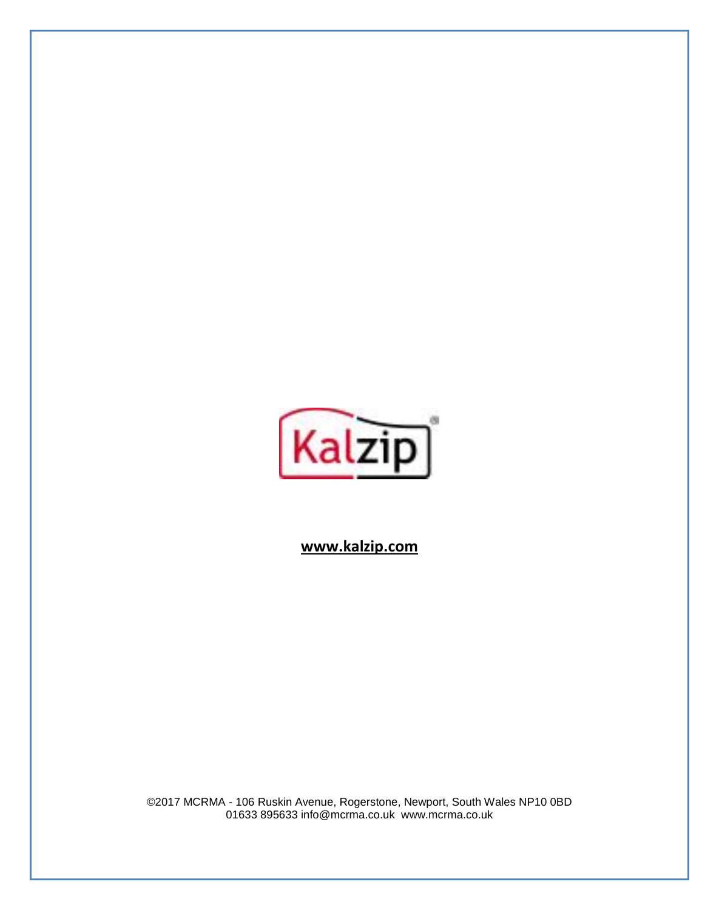Kalzip®

**www.kalzip.com**

©2017 MCRMA - 106 Ruskin Avenue, Rogerstone, Newport, South Wales NP10 0BD
01633 895633 info@mcrma.co.uk www.mcrma.co.uk